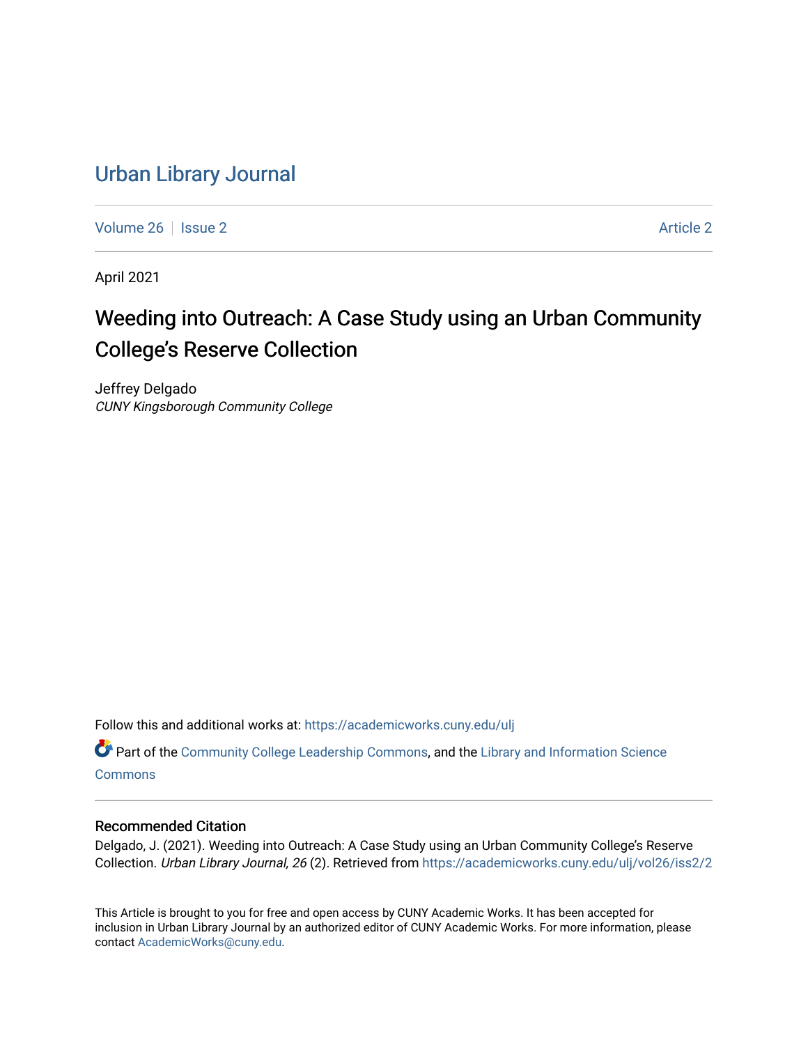# Urban Library Journal

Volume 26 | Issue 2 | Article 2

April 2021

## Weeding into Outreach: A Case Study using an Urban Community College's Reserve Collection

Jeffrey Delgado
*CUNY Kingsborough Community College*

Follow this and additional works at: https://academicworks.cuny.edu/ulj

Part of the Community College Leadership Commons, and the Library and Information Science Commons

### Recommended Citation

Delgado, J. (2021). Weeding into Outreach: A Case Study using an Urban Community College's Reserve Collection. *Urban Library Journal, 26* (2). Retrieved from https://academicworks.cuny.edu/ulj/vol26/iss2/2

This Article is brought to you for free and open access by CUNY Academic Works. It has been accepted for inclusion in Urban Library Journal by an authorized editor of CUNY Academic Works. For more information, please contact AcademicWorks@cuny.edu.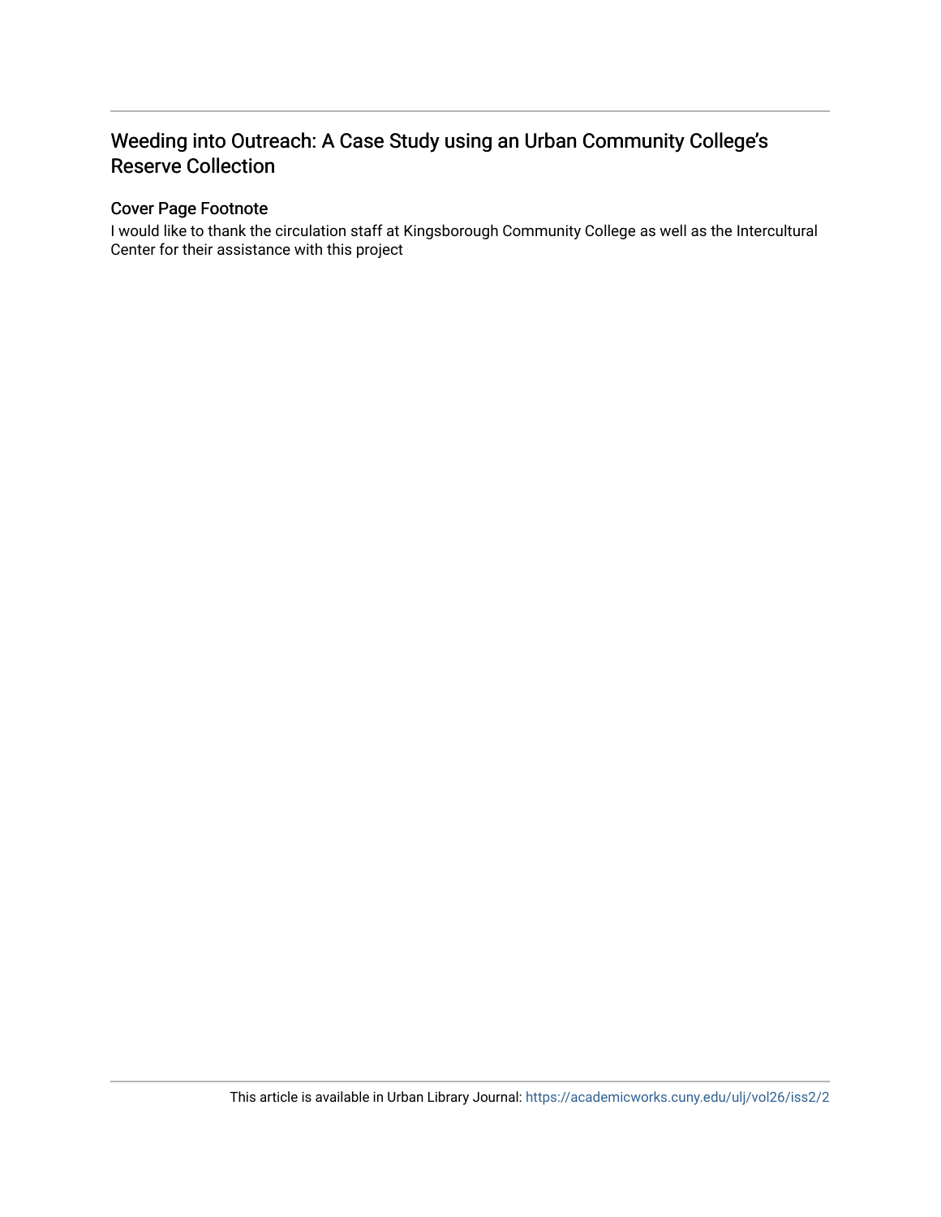# Weeding into Outreach: A Case Study using an Urban Community College's Reserve Collection

## Cover Page Footnote

I would like to thank the circulation staff at Kingsborough Community College as well as the Intercultural Center for their assistance with this project

This article is available in Urban Library Journal: https://academicworks.cuny.edu/ulj/vol26/iss2/2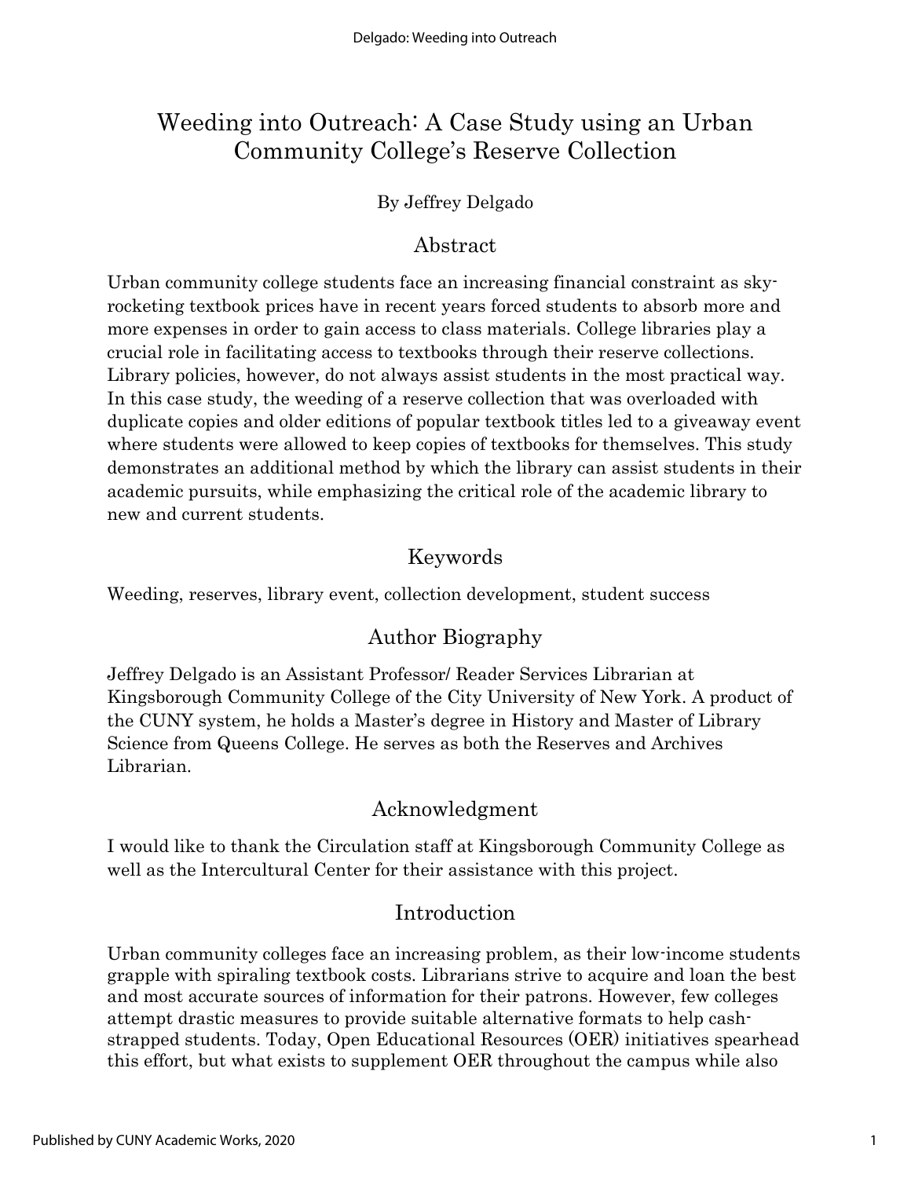# Weeding into Outreach: A Case Study using an Urban Community College's Reserve Collection

By Jeffrey Delgado

## Abstract

Urban community college students face an increasing financial constraint as sky-rocketing textbook prices have in recent years forced students to absorb more and more expenses in order to gain access to class materials. College libraries play a crucial role in facilitating access to textbooks through their reserve collections. Library policies, however, do not always assist students in the most practical way. In this case study, the weeding of a reserve collection that was overloaded with duplicate copies and older editions of popular textbook titles led to a giveaway event where students were allowed to keep copies of textbooks for themselves. This study demonstrates an additional method by which the library can assist students in their academic pursuits, while emphasizing the critical role of the academic library to new and current students.

## Keywords

Weeding, reserves, library event, collection development, student success

## Author Biography

Jeffrey Delgado is an Assistant Professor/ Reader Services Librarian at Kingsborough Community College of the City University of New York. A product of the CUNY system, he holds a Master's degree in History and Master of Library Science from Queens College. He serves as both the Reserves and Archives Librarian.

## Acknowledgment

I would like to thank the Circulation staff at Kingsborough Community College as well as the Intercultural Center for their assistance with this project.

## Introduction

Urban community colleges face an increasing problem, as their low-income students grapple with spiraling textbook costs. Librarians strive to acquire and loan the best and most accurate sources of information for their patrons. However, few colleges attempt drastic measures to provide suitable alternative formats to help cash-strapped students. Today, Open Educational Resources (OER) initiatives spearhead this effort, but what exists to supplement OER throughout the campus while also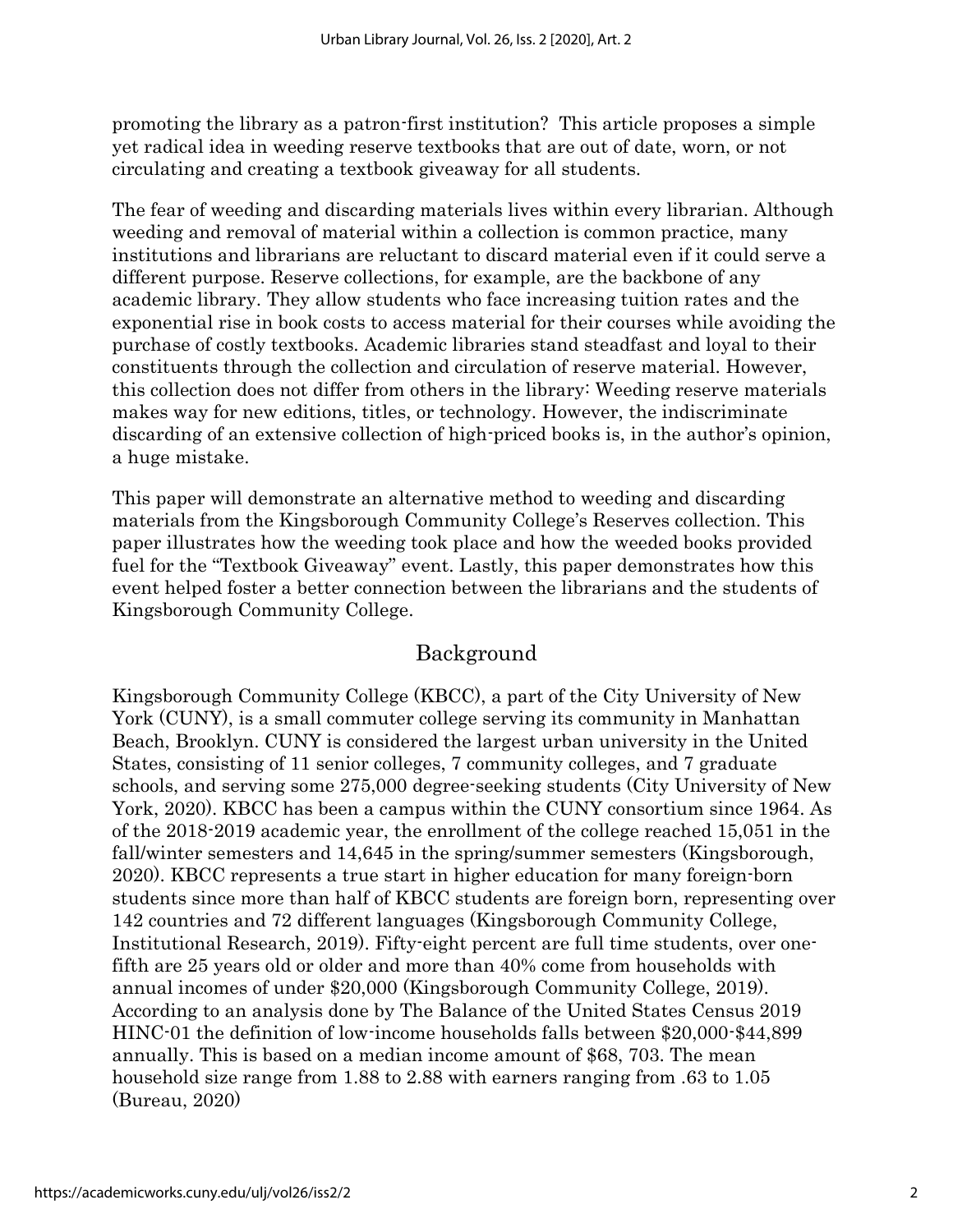promoting the library as a patron-first institution? This article proposes a simple yet radical idea in weeding reserve textbooks that are out of date, worn, or not circulating and creating a textbook giveaway for all students.

The fear of weeding and discarding materials lives within every librarian. Although weeding and removal of material within a collection is common practice, many institutions and librarians are reluctant to discard material even if it could serve a different purpose. Reserve collections, for example, are the backbone of any academic library. They allow students who face increasing tuition rates and the exponential rise in book costs to access material for their courses while avoiding the purchase of costly textbooks. Academic libraries stand steadfast and loyal to their constituents through the collection and circulation of reserve material. However, this collection does not differ from others in the library: Weeding reserve materials makes way for new editions, titles, or technology. However, the indiscriminate discarding of an extensive collection of high-priced books is, in the author's opinion, a huge mistake.

This paper will demonstrate an alternative method to weeding and discarding materials from the Kingsborough Community College's Reserves collection. This paper illustrates how the weeding took place and how the weeded books provided fuel for the "Textbook Giveaway" event. Lastly, this paper demonstrates how this event helped foster a better connection between the librarians and the students of Kingsborough Community College.

## Background

Kingsborough Community College (KBCC), a part of the City University of New York (CUNY), is a small commuter college serving its community in Manhattan Beach, Brooklyn. CUNY is considered the largest urban university in the United States, consisting of 11 senior colleges, 7 community colleges, and 7 graduate schools, and serving some 275,000 degree-seeking students (City University of New York, 2020). KBCC has been a campus within the CUNY consortium since 1964. As of the 2018-2019 academic year, the enrollment of the college reached 15,051 in the fall/winter semesters and 14,645 in the spring/summer semesters (Kingsborough, 2020). KBCC represents a true start in higher education for many foreign-born students since more than half of KBCC students are foreign born, representing over 142 countries and 72 different languages (Kingsborough Community College, Institutional Research, 2019). Fifty-eight percent are full time students, over one-fifth are 25 years old or older and more than 40% come from households with annual incomes of under $20,000 (Kingsborough Community College, 2019). According to an analysis done by The Balance of the United States Census 2019 HINC-01 the definition of low-income households falls between $20,000-$44,899 annually. This is based on a median income amount of $68, 703. The mean household size range from 1.88 to 2.88 with earners ranging from .63 to 1.05 (Bureau, 2020)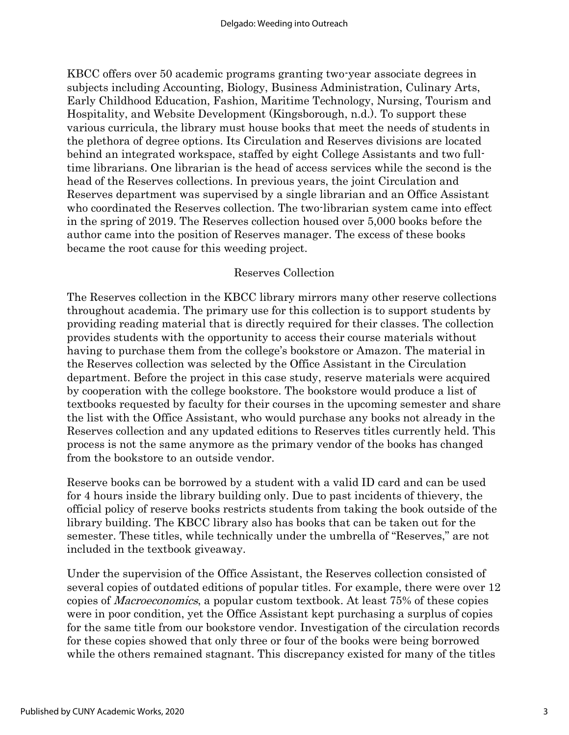KBCC offers over 50 academic programs granting two-year associate degrees in subjects including Accounting, Biology, Business Administration, Culinary Arts, Early Childhood Education, Fashion, Maritime Technology, Nursing, Tourism and Hospitality, and Website Development (Kingsborough, n.d.). To support these various curricula, the library must house books that meet the needs of students in the plethora of degree options. Its Circulation and Reserves divisions are located behind an integrated workspace, staffed by eight College Assistants and two full-time librarians. One librarian is the head of access services while the second is the head of the Reserves collections. In previous years, the joint Circulation and Reserves department was supervised by a single librarian and an Office Assistant who coordinated the Reserves collection. The two-librarian system came into effect in the spring of 2019. The Reserves collection housed over 5,000 books before the author came into the position of Reserves manager. The excess of these books became the root cause for this weeding project.

## Reserves Collection

The Reserves collection in the KBCC library mirrors many other reserve collections throughout academia. The primary use for this collection is to support students by providing reading material that is directly required for their classes. The collection provides students with the opportunity to access their course materials without having to purchase them from the college's bookstore or Amazon. The material in the Reserves collection was selected by the Office Assistant in the Circulation department. Before the project in this case study, reserve materials were acquired by cooperation with the college bookstore. The bookstore would produce a list of textbooks requested by faculty for their courses in the upcoming semester and share the list with the Office Assistant, who would purchase any books not already in the Reserves collection and any updated editions to Reserves titles currently held. This process is not the same anymore as the primary vendor of the books has changed from the bookstore to an outside vendor.

Reserve books can be borrowed by a student with a valid ID card and can be used for 4 hours inside the library building only. Due to past incidents of thievery, the official policy of reserve books restricts students from taking the book outside of the library building. The KBCC library also has books that can be taken out for the semester. These titles, while technically under the umbrella of "Reserves," are not included in the textbook giveaway.

Under the supervision of the Office Assistant, the Reserves collection consisted of several copies of outdated editions of popular titles. For example, there were over 12 copies of *Macroeconomics*, a popular custom textbook. At least 75% of these copies were in poor condition, yet the Office Assistant kept purchasing a surplus of copies for the same title from our bookstore vendor. Investigation of the circulation records for these copies showed that only three or four of the books were being borrowed while the others remained stagnant. This discrepancy existed for many of the titles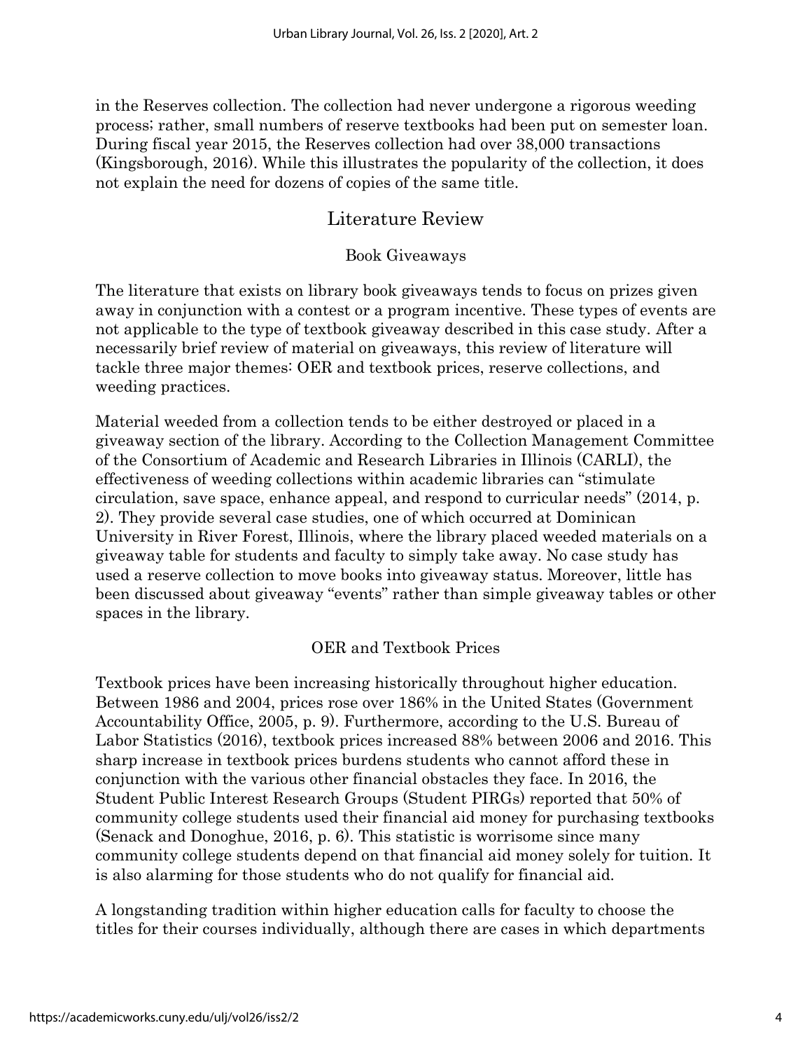in the Reserves collection. The collection had never undergone a rigorous weeding process; rather, small numbers of reserve textbooks had been put on semester loan. During fiscal year 2015, the Reserves collection had over 38,000 transactions (Kingsborough, 2016). While this illustrates the popularity of the collection, it does not explain the need for dozens of copies of the same title.

## Literature Review

### Book Giveaways

The literature that exists on library book giveaways tends to focus on prizes given away in conjunction with a contest or a program incentive. These types of events are not applicable to the type of textbook giveaway described in this case study. After a necessarily brief review of material on giveaways, this review of literature will tackle three major themes: OER and textbook prices, reserve collections, and weeding practices.

Material weeded from a collection tends to be either destroyed or placed in a giveaway section of the library. According to the Collection Management Committee of the Consortium of Academic and Research Libraries in Illinois (CARLI), the effectiveness of weeding collections within academic libraries can "stimulate circulation, save space, enhance appeal, and respond to curricular needs" (2014, p. 2). They provide several case studies, one of which occurred at Dominican University in River Forest, Illinois, where the library placed weeded materials on a giveaway table for students and faculty to simply take away. No case study has used a reserve collection to move books into giveaway status. Moreover, little has been discussed about giveaway "events" rather than simple giveaway tables or other spaces in the library.

### OER and Textbook Prices

Textbook prices have been increasing historically throughout higher education. Between 1986 and 2004, prices rose over 186% in the United States (Government Accountability Office, 2005, p. 9). Furthermore, according to the U.S. Bureau of Labor Statistics (2016), textbook prices increased 88% between 2006 and 2016. This sharp increase in textbook prices burdens students who cannot afford these in conjunction with the various other financial obstacles they face. In 2016, the Student Public Interest Research Groups (Student PIRGs) reported that 50% of community college students used their financial aid money for purchasing textbooks (Senack and Donoghue, 2016, p. 6). This statistic is worrisome since many community college students depend on that financial aid money solely for tuition. It is also alarming for those students who do not qualify for financial aid.

A longstanding tradition within higher education calls for faculty to choose the titles for their courses individually, although there are cases in which departments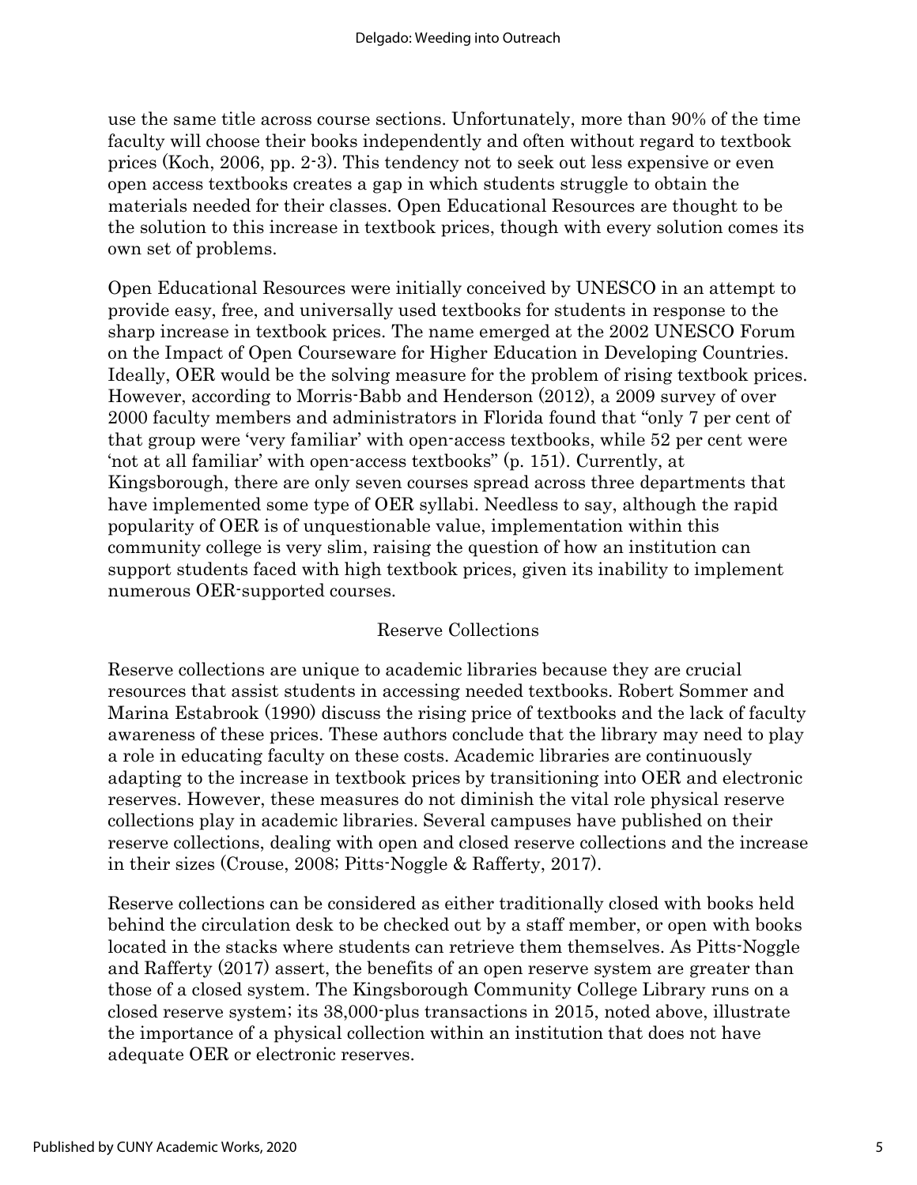use the same title across course sections. Unfortunately, more than 90% of the time faculty will choose their books independently and often without regard to textbook prices (Koch, 2006, pp. 2-3). This tendency not to seek out less expensive or even open access textbooks creates a gap in which students struggle to obtain the materials needed for their classes. Open Educational Resources are thought to be the solution to this increase in textbook prices, though with every solution comes its own set of problems.

Open Educational Resources were initially conceived by UNESCO in an attempt to provide easy, free, and universally used textbooks for students in response to the sharp increase in textbook prices. The name emerged at the 2002 UNESCO Forum on the Impact of Open Courseware for Higher Education in Developing Countries. Ideally, OER would be the solving measure for the problem of rising textbook prices. However, according to Morris-Babb and Henderson (2012), a 2009 survey of over 2000 faculty members and administrators in Florida found that "only 7 per cent of that group were 'very familiar' with open-access textbooks, while 52 per cent were 'not at all familiar' with open-access textbooks" (p. 151). Currently, at Kingsborough, there are only seven courses spread across three departments that have implemented some type of OER syllabi. Needless to say, although the rapid popularity of OER is of unquestionable value, implementation within this community college is very slim, raising the question of how an institution can support students faced with high textbook prices, given its inability to implement numerous OER-supported courses.

## Reserve Collections

Reserve collections are unique to academic libraries because they are crucial resources that assist students in accessing needed textbooks. Robert Sommer and Marina Estabrook (1990) discuss the rising price of textbooks and the lack of faculty awareness of these prices. These authors conclude that the library may need to play a role in educating faculty on these costs. Academic libraries are continuously adapting to the increase in textbook prices by transitioning into OER and electronic reserves. However, these measures do not diminish the vital role physical reserve collections play in academic libraries. Several campuses have published on their reserve collections, dealing with open and closed reserve collections and the increase in their sizes (Crouse, 2008; Pitts-Noggle & Rafferty, 2017).

Reserve collections can be considered as either traditionally closed with books held behind the circulation desk to be checked out by a staff member, or open with books located in the stacks where students can retrieve them themselves. As Pitts-Noggle and Rafferty (2017) assert, the benefits of an open reserve system are greater than those of a closed system. The Kingsborough Community College Library runs on a closed reserve system; its 38,000-plus transactions in 2015, noted above, illustrate the importance of a physical collection within an institution that does not have adequate OER or electronic reserves.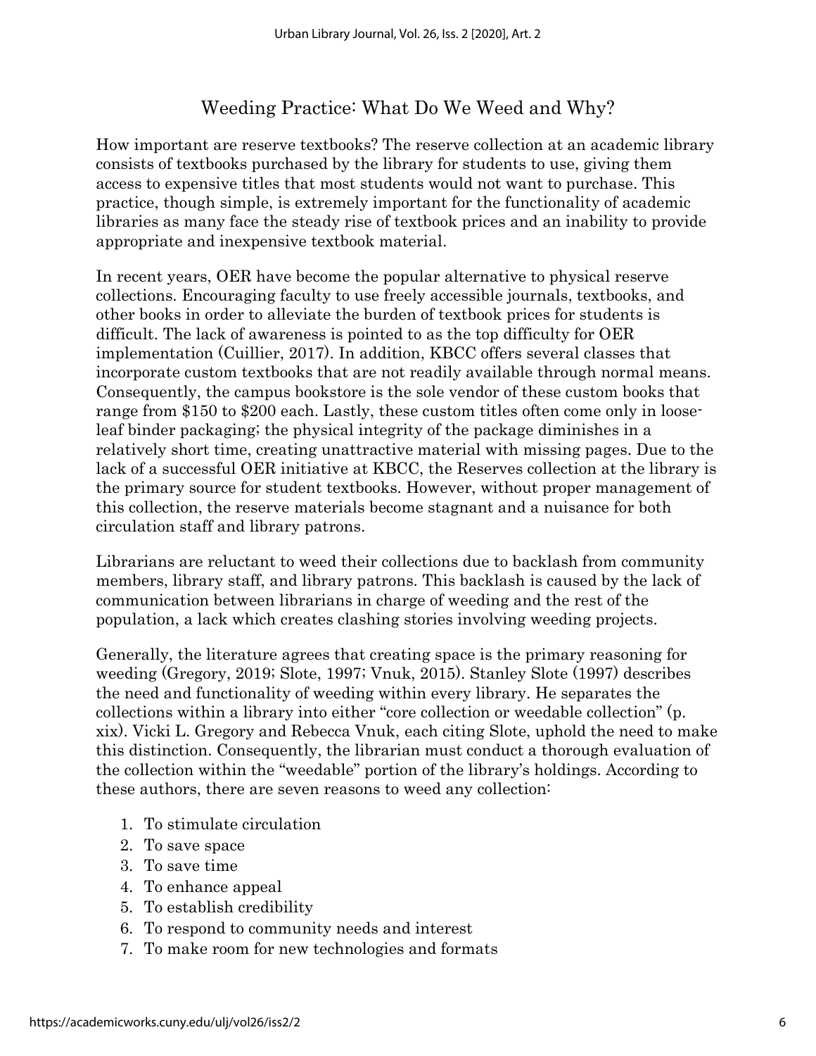## Weeding Practice: What Do We Weed and Why?

How important are reserve textbooks? The reserve collection at an academic library consists of textbooks purchased by the library for students to use, giving them access to expensive titles that most students would not want to purchase. This practice, though simple, is extremely important for the functionality of academic libraries as many face the steady rise of textbook prices and an inability to provide appropriate and inexpensive textbook material.

In recent years, OER have become the popular alternative to physical reserve collections. Encouraging faculty to use freely accessible journals, textbooks, and other books in order to alleviate the burden of textbook prices for students is difficult. The lack of awareness is pointed to as the top difficulty for OER implementation (Cuillier, 2017). In addition, KBCC offers several classes that incorporate custom textbooks that are not readily available through normal means. Consequently, the campus bookstore is the sole vendor of these custom books that range from $150 to $200 each. Lastly, these custom titles often come only in loose-leaf binder packaging; the physical integrity of the package diminishes in a relatively short time, creating unattractive material with missing pages. Due to the lack of a successful OER initiative at KBCC, the Reserves collection at the library is the primary source for student textbooks. However, without proper management of this collection, the reserve materials become stagnant and a nuisance for both circulation staff and library patrons.

Librarians are reluctant to weed their collections due to backlash from community members, library staff, and library patrons. This backlash is caused by the lack of communication between librarians in charge of weeding and the rest of the population, a lack which creates clashing stories involving weeding projects.

Generally, the literature agrees that creating space is the primary reasoning for weeding (Gregory, 2019; Slote, 1997; Vnuk, 2015). Stanley Slote (1997) describes the need and functionality of weeding within every library. He separates the collections within a library into either "core collection or weedable collection" (p. xix). Vicki L. Gregory and Rebecca Vnuk, each citing Slote, uphold the need to make this distinction. Consequently, the librarian must conduct a thorough evaluation of the collection within the "weedable" portion of the library's holdings. According to these authors, there are seven reasons to weed any collection:

1. To stimulate circulation
2. To save space
3. To save time
4. To enhance appeal
5. To establish credibility
6. To respond to community needs and interest
7. To make room for new technologies and formats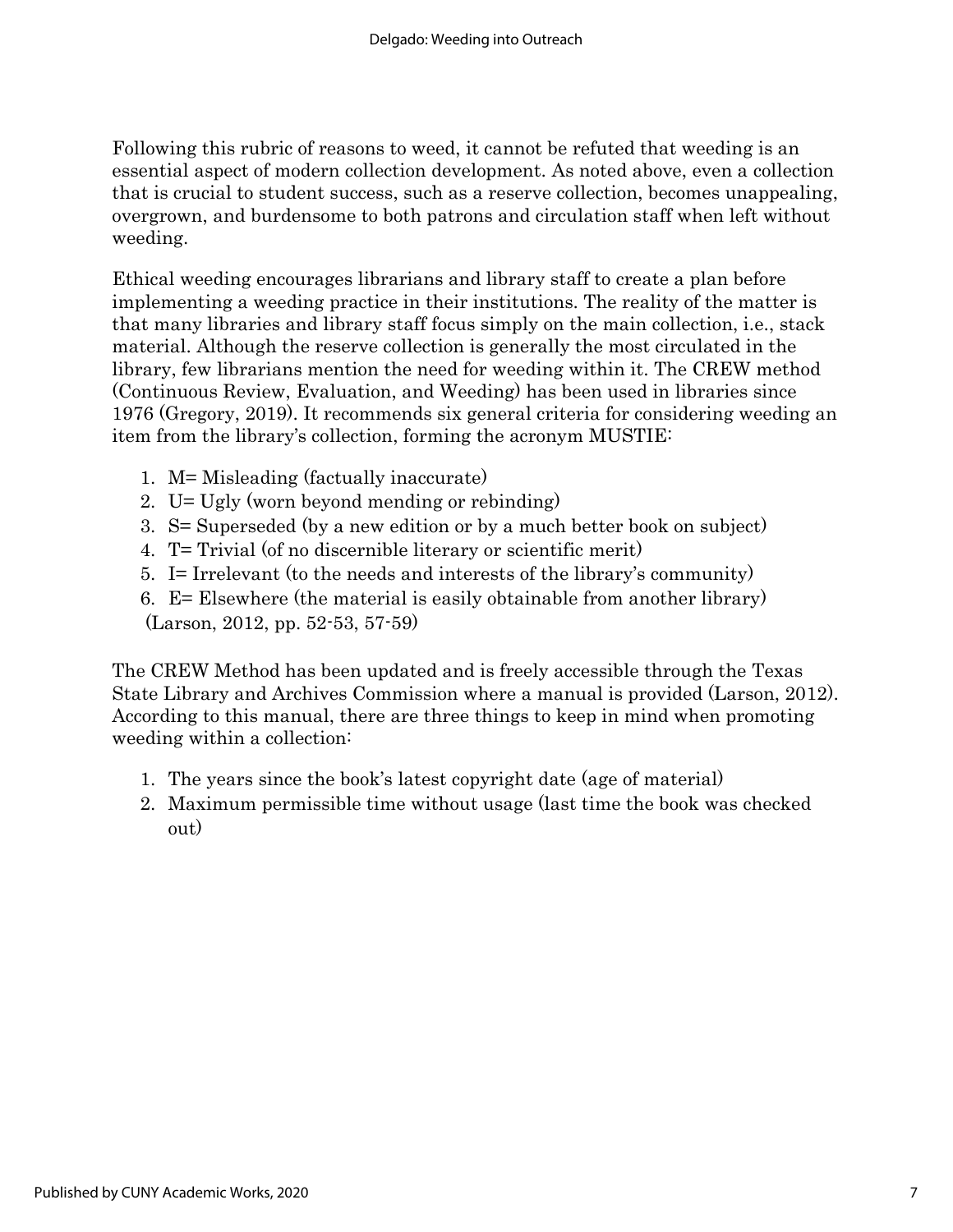Following this rubric of reasons to weed, it cannot be refuted that weeding is an essential aspect of modern collection development. As noted above, even a collection that is crucial to student success, such as a reserve collection, becomes unappealing, overgrown, and burdensome to both patrons and circulation staff when left without weeding.

Ethical weeding encourages librarians and library staff to create a plan before implementing a weeding practice in their institutions. The reality of the matter is that many libraries and library staff focus simply on the main collection, i.e., stack material. Although the reserve collection is generally the most circulated in the library, few librarians mention the need for weeding within it. The CREW method (Continuous Review, Evaluation, and Weeding) has been used in libraries since 1976 (Gregory, 2019). It recommends six general criteria for considering weeding an item from the library's collection, forming the acronym MUSTIE:

1. M= Misleading (factually inaccurate)
2. U= Ugly (worn beyond mending or rebinding)
3. S= Superseded (by a new edition or by a much better book on subject)
4. T= Trivial (of no discernible literary or scientific merit)
5. I= Irrelevant (to the needs and interests of the library's community)
6. E= Elsewhere (the material is easily obtainable from another library)

(Larson, 2012, pp. 52-53, 57-59)

The CREW Method has been updated and is freely accessible through the Texas State Library and Archives Commission where a manual is provided (Larson, 2012). According to this manual, there are three things to keep in mind when promoting weeding within a collection:

1. The years since the book's latest copyright date (age of material)
2. Maximum permissible time without usage (last time the book was checked out)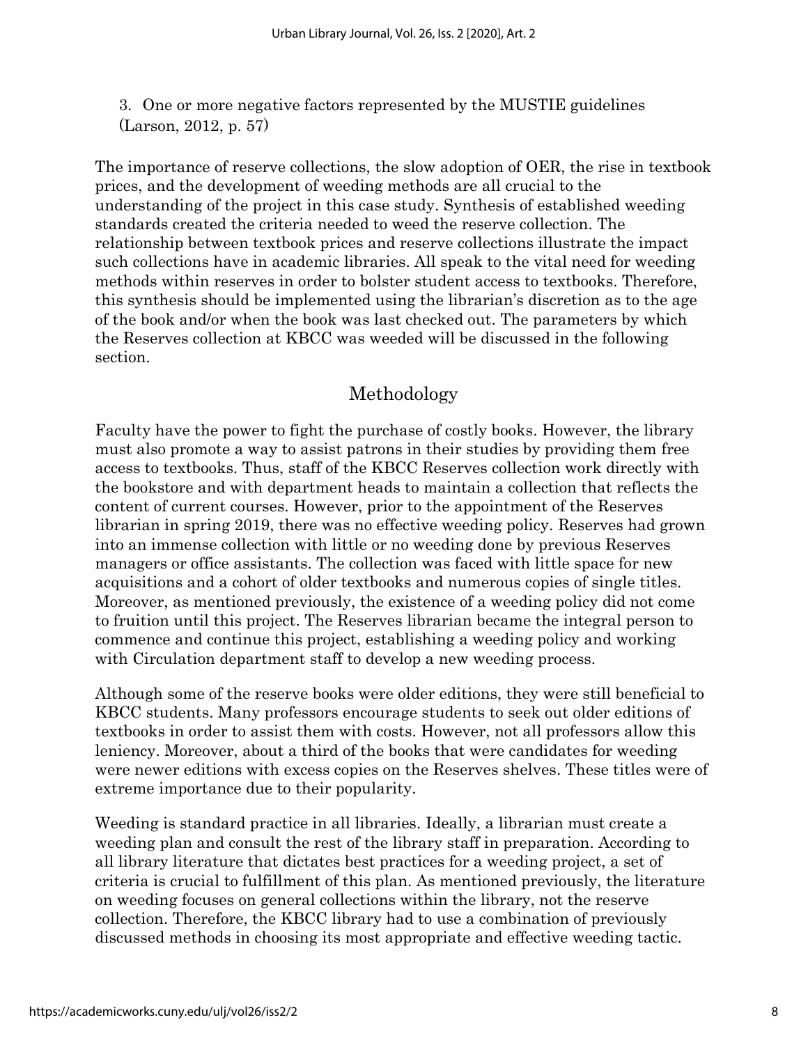3. One or more negative factors represented by the MUSTIE guidelines (Larson, 2012, p. 57)

The importance of reserve collections, the slow adoption of OER, the rise in textbook prices, and the development of weeding methods are all crucial to the understanding of the project in this case study. Synthesis of established weeding standards created the criteria needed to weed the reserve collection. The relationship between textbook prices and reserve collections illustrate the impact such collections have in academic libraries. All speak to the vital need for weeding methods within reserves in order to bolster student access to textbooks. Therefore, this synthesis should be implemented using the librarian's discretion as to the age of the book and/or when the book was last checked out. The parameters by which the Reserves collection at KBCC was weeded will be discussed in the following section.

## Methodology

Faculty have the power to fight the purchase of costly books. However, the library must also promote a way to assist patrons in their studies by providing them free access to textbooks. Thus, staff of the KBCC Reserves collection work directly with the bookstore and with department heads to maintain a collection that reflects the content of current courses. However, prior to the appointment of the Reserves librarian in spring 2019, there was no effective weeding policy. Reserves had grown into an immense collection with little or no weeding done by previous Reserves managers or office assistants. The collection was faced with little space for new acquisitions and a cohort of older textbooks and numerous copies of single titles. Moreover, as mentioned previously, the existence of a weeding policy did not come to fruition until this project. The Reserves librarian became the integral person to commence and continue this project, establishing a weeding policy and working with Circulation department staff to develop a new weeding process.

Although some of the reserve books were older editions, they were still beneficial to KBCC students. Many professors encourage students to seek out older editions of textbooks in order to assist them with costs. However, not all professors allow this leniency. Moreover, about a third of the books that were candidates for weeding were newer editions with excess copies on the Reserves shelves. These titles were of extreme importance due to their popularity.

Weeding is standard practice in all libraries. Ideally, a librarian must create a weeding plan and consult the rest of the library staff in preparation. According to all library literature that dictates best practices for a weeding project, a set of criteria is crucial to fulfillment of this plan. As mentioned previously, the literature on weeding focuses on general collections within the library, not the reserve collection. Therefore, the KBCC library had to use a combination of previously discussed methods in choosing its most appropriate and effective weeding tactic.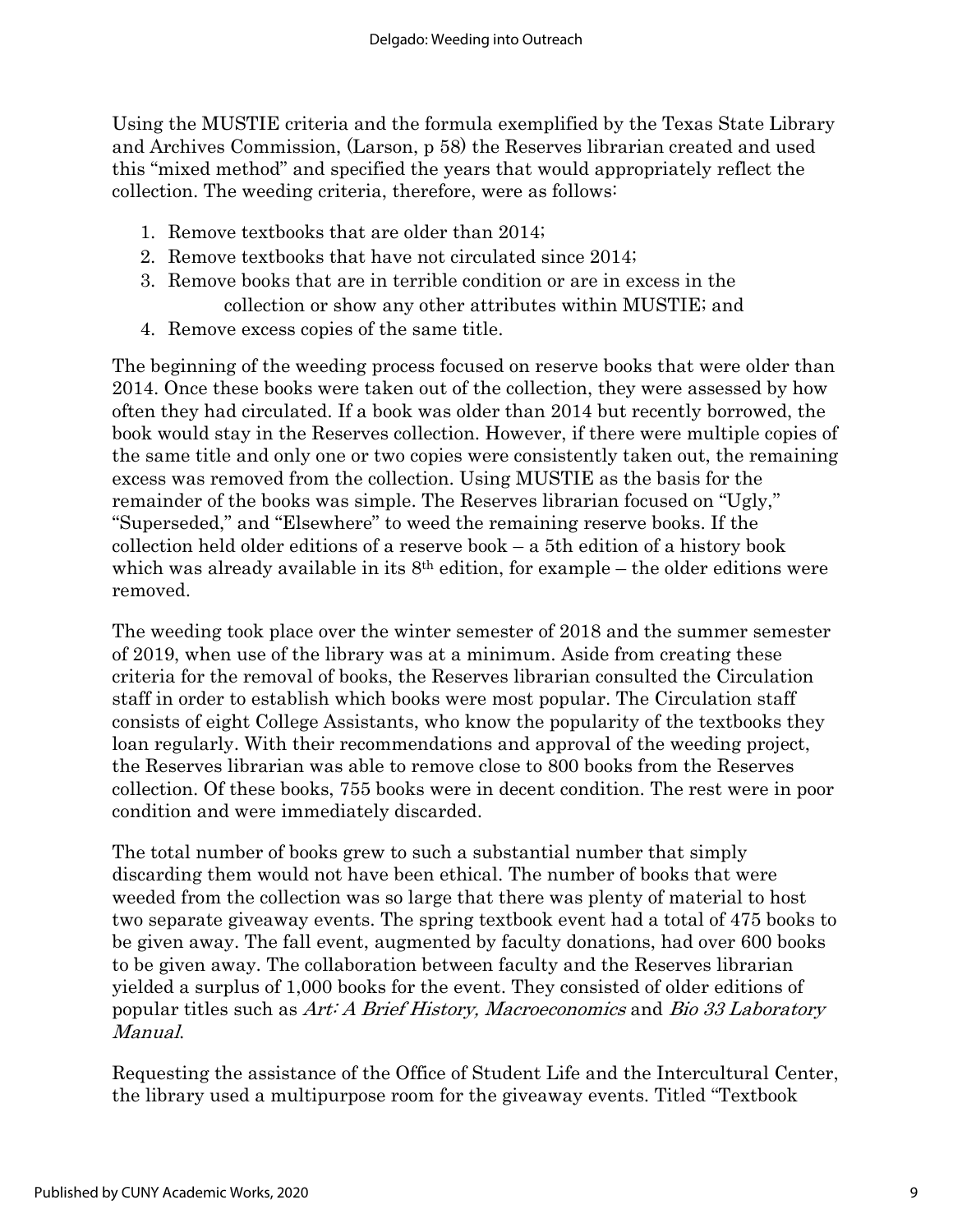Using the MUSTIE criteria and the formula exemplified by the Texas State Library and Archives Commission, (Larson, p 58) the Reserves librarian created and used this "mixed method" and specified the years that would appropriately reflect the collection. The weeding criteria, therefore, were as follows:

1. Remove textbooks that are older than 2014;
2. Remove textbooks that have not circulated since 2014;
3. Remove books that are in terrible condition or are in excess in the collection or show any other attributes within MUSTIE; and
4. Remove excess copies of the same title.

The beginning of the weeding process focused on reserve books that were older than 2014. Once these books were taken out of the collection, they were assessed by how often they had circulated. If a book was older than 2014 but recently borrowed, the book would stay in the Reserves collection. However, if there were multiple copies of the same title and only one or two copies were consistently taken out, the remaining excess was removed from the collection. Using MUSTIE as the basis for the remainder of the books was simple. The Reserves librarian focused on "Ugly," "Superseded," and "Elsewhere" to weed the remaining reserve books. If the collection held older editions of a reserve book – a 5th edition of a history book which was already available in its 8th edition, for example – the older editions were removed.

The weeding took place over the winter semester of 2018 and the summer semester of 2019, when use of the library was at a minimum. Aside from creating these criteria for the removal of books, the Reserves librarian consulted the Circulation staff in order to establish which books were most popular. The Circulation staff consists of eight College Assistants, who know the popularity of the textbooks they loan regularly. With their recommendations and approval of the weeding project, the Reserves librarian was able to remove close to 800 books from the Reserves collection. Of these books, 755 books were in decent condition. The rest were in poor condition and were immediately discarded.

The total number of books grew to such a substantial number that simply discarding them would not have been ethical. The number of books that were weeded from the collection was so large that there was plenty of material to host two separate giveaway events. The spring textbook event had a total of 475 books to be given away. The fall event, augmented by faculty donations, had over 600 books to be given away. The collaboration between faculty and the Reserves librarian yielded a surplus of 1,000 books for the event. They consisted of older editions of popular titles such as *Art: A Brief History, Macroeconomics* and *Bio 33 Laboratory Manual*.

Requesting the assistance of the Office of Student Life and the Intercultural Center, the library used a multipurpose room for the giveaway events. Titled "Textbook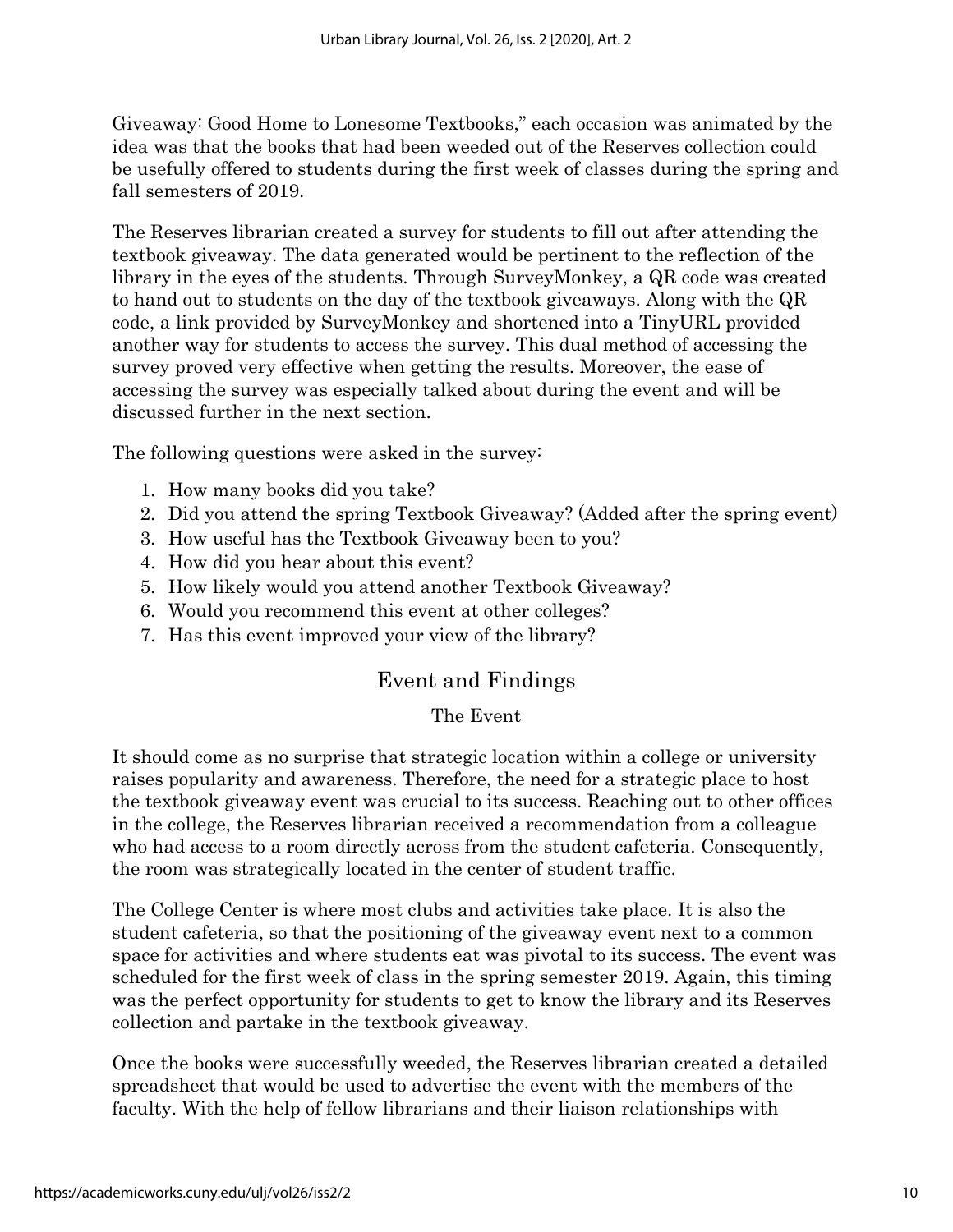Giveaway: Good Home to Lonesome Textbooks," each occasion was animated by the idea was that the books that had been weeded out of the Reserves collection could be usefully offered to students during the first week of classes during the spring and fall semesters of 2019.

The Reserves librarian created a survey for students to fill out after attending the textbook giveaway. The data generated would be pertinent to the reflection of the library in the eyes of the students. Through SurveyMonkey, a QR code was created to hand out to students on the day of the textbook giveaways. Along with the QR code, a link provided by SurveyMonkey and shortened into a TinyURL provided another way for students to access the survey. This dual method of accessing the survey proved very effective when getting the results. Moreover, the ease of accessing the survey was especially talked about during the event and will be discussed further in the next section.

The following questions were asked in the survey:

1. How many books did you take?
2. Did you attend the spring Textbook Giveaway? (Added after the spring event)
3. How useful has the Textbook Giveaway been to you?
4. How did you hear about this event?
5. How likely would you attend another Textbook Giveaway?
6. Would you recommend this event at other colleges?
7. Has this event improved your view of the library?

## Event and Findings

### The Event

It should come as no surprise that strategic location within a college or university raises popularity and awareness. Therefore, the need for a strategic place to host the textbook giveaway event was crucial to its success. Reaching out to other offices in the college, the Reserves librarian received a recommendation from a colleague who had access to a room directly across from the student cafeteria. Consequently, the room was strategically located in the center of student traffic.

The College Center is where most clubs and activities take place. It is also the student cafeteria, so that the positioning of the giveaway event next to a common space for activities and where students eat was pivotal to its success. The event was scheduled for the first week of class in the spring semester 2019. Again, this timing was the perfect opportunity for students to get to know the library and its Reserves collection and partake in the textbook giveaway.

Once the books were successfully weeded, the Reserves librarian created a detailed spreadsheet that would be used to advertise the event with the members of the faculty. With the help of fellow librarians and their liaison relationships with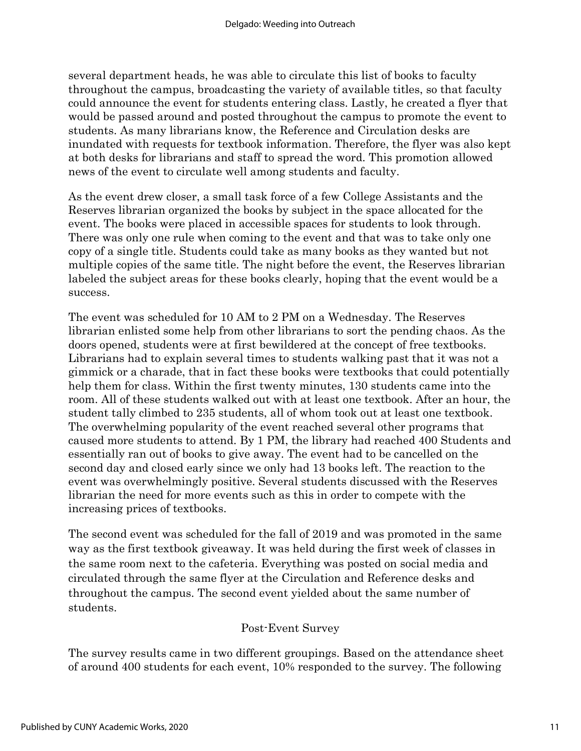several department heads, he was able to circulate this list of books to faculty throughout the campus, broadcasting the variety of available titles, so that faculty could announce the event for students entering class. Lastly, he created a flyer that would be passed around and posted throughout the campus to promote the event to students. As many librarians know, the Reference and Circulation desks are inundated with requests for textbook information. Therefore, the flyer was also kept at both desks for librarians and staff to spread the word. This promotion allowed news of the event to circulate well among students and faculty.

As the event drew closer, a small task force of a few College Assistants and the Reserves librarian organized the books by subject in the space allocated for the event. The books were placed in accessible spaces for students to look through. There was only one rule when coming to the event and that was to take only one copy of a single title. Students could take as many books as they wanted but not multiple copies of the same title. The night before the event, the Reserves librarian labeled the subject areas for these books clearly, hoping that the event would be a success.

The event was scheduled for 10 AM to 2 PM on a Wednesday. The Reserves librarian enlisted some help from other librarians to sort the pending chaos. As the doors opened, students were at first bewildered at the concept of free textbooks. Librarians had to explain several times to students walking past that it was not a gimmick or a charade, that in fact these books were textbooks that could potentially help them for class. Within the first twenty minutes, 130 students came into the room. All of these students walked out with at least one textbook. After an hour, the student tally climbed to 235 students, all of whom took out at least one textbook. The overwhelming popularity of the event reached several other programs that caused more students to attend. By 1 PM, the library had reached 400 Students and essentially ran out of books to give away. The event had to be cancelled on the second day and closed early since we only had 13 books left. The reaction to the event was overwhelmingly positive. Several students discussed with the Reserves librarian the need for more events such as this in order to compete with the increasing prices of textbooks.

The second event was scheduled for the fall of 2019 and was promoted in the same way as the first textbook giveaway. It was held during the first week of classes in the same room next to the cafeteria. Everything was posted on social media and circulated through the same flyer at the Circulation and Reference desks and throughout the campus. The second event yielded about the same number of students.

## Post-Event Survey

The survey results came in two different groupings. Based on the attendance sheet of around 400 students for each event, 10% responded to the survey. The following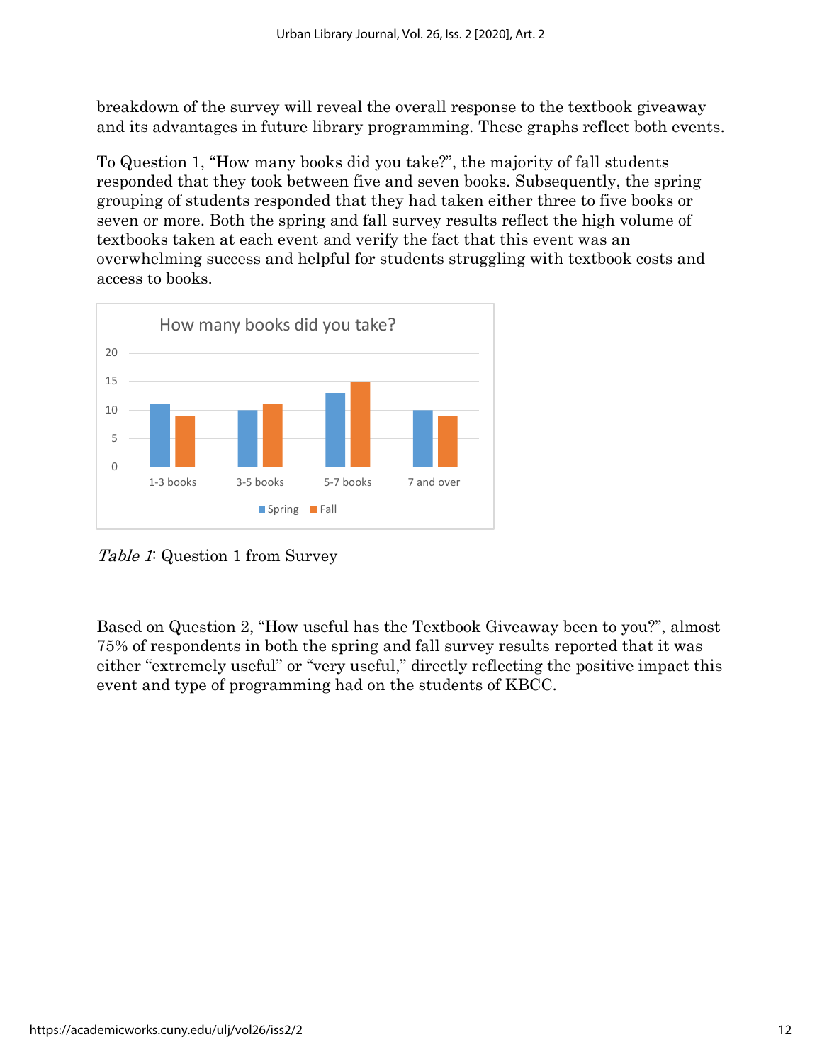breakdown of the survey will reveal the overall response to the textbook giveaway and its advantages in future library programming. These graphs reflect both events.

To Question 1, "How many books did you take?", the majority of fall students responded that they took between five and seven books. Subsequently, the spring grouping of students responded that they had taken either three to five books or seven or more. Both the spring and fall survey results reflect the high volume of textbooks taken at each event and verify the fact that this event was an overwhelming success and helpful for students struggling with textbook costs and access to books.

**How many books did you take?**

| | 1-3 books | 3-5 books | 5-7 books | 7 and over |
|---|---|---|---|---|
| Spring | 11 | 10 | 13 | 10 |
| Fall | 9 | 11 | 15 | 9 |

*Table 1*: Question 1 from Survey

Based on Question 2, "How useful has the Textbook Giveaway been to you?", almost 75% of respondents in both the spring and fall survey results reported that it was either "extremely useful" or "very useful," directly reflecting the positive impact this event and type of programming had on the students of KBCC.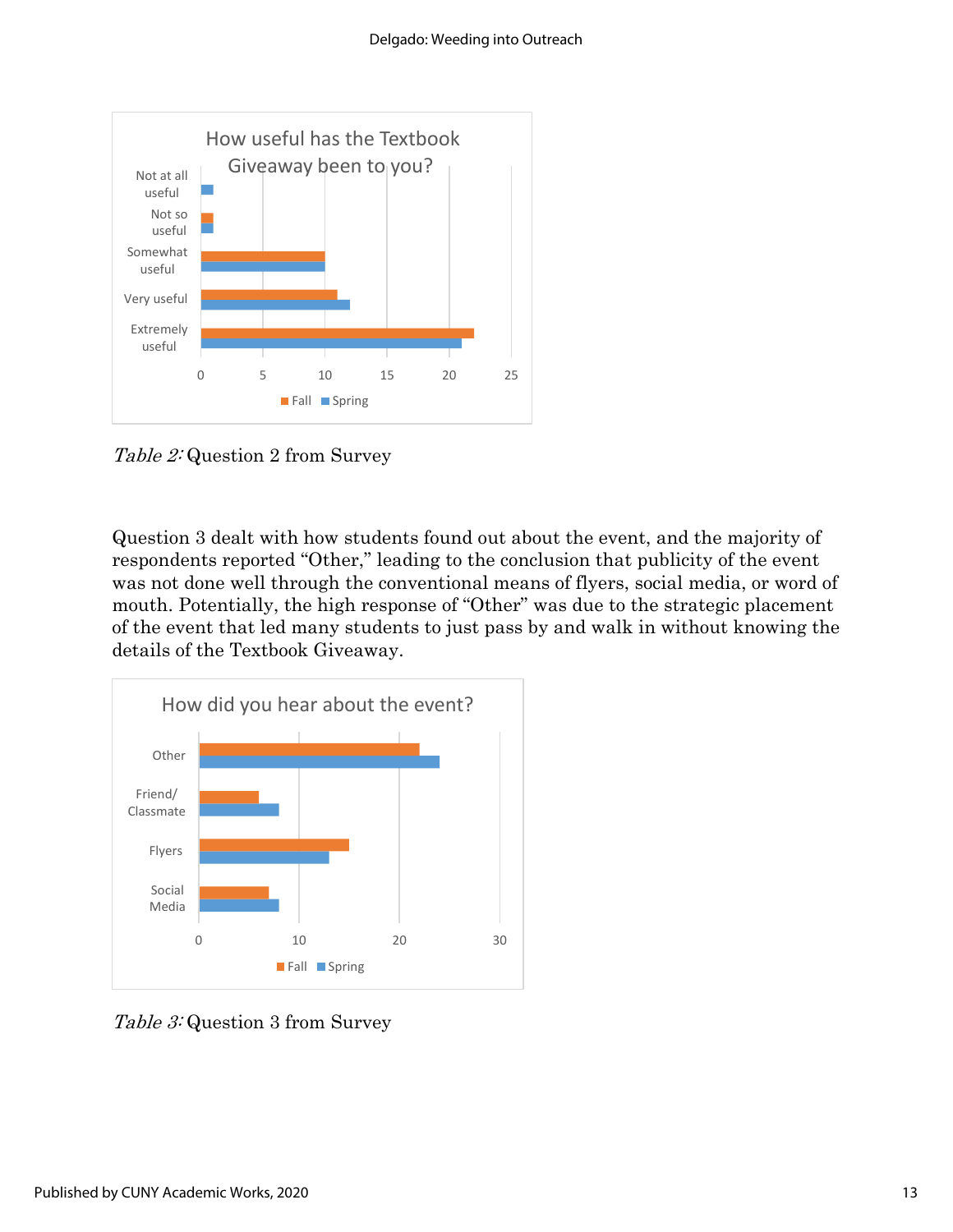*Table 2:* Question 2 from Survey

Question 3 dealt with how students found out about the event, and the majority of respondents reported "Other," leading to the conclusion that publicity of the event was not done well through the conventional means of flyers, social media, or word of mouth. Potentially, the high response of "Other" was due to the strategic placement of the event that led many students to just pass by and walk in without knowing the details of the Textbook Giveaway.

*Table 3:* Question 3 from Survey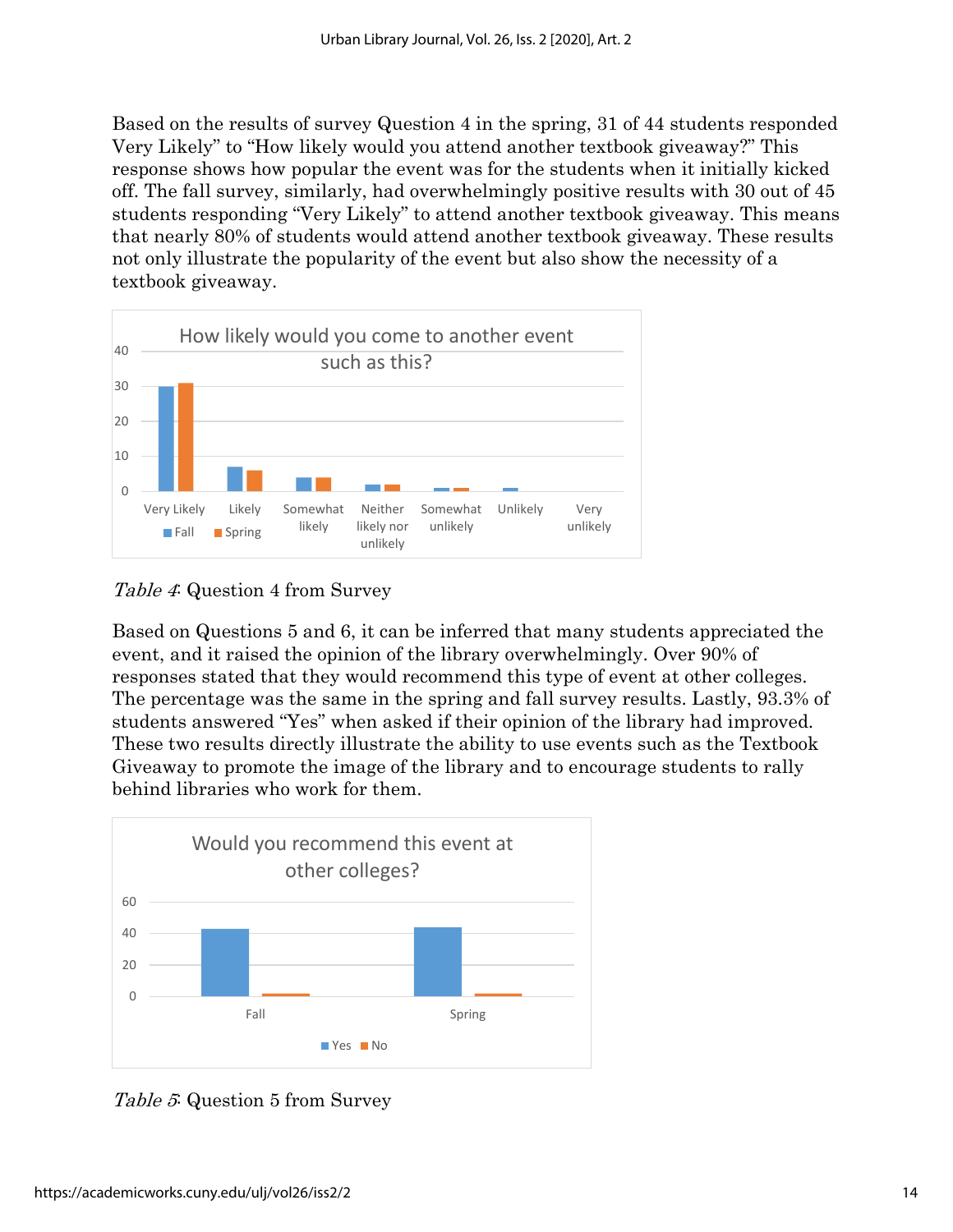Based on the results of survey Question 4 in the spring, 31 of 44 students responded Very Likely" to "How likely would you attend another textbook giveaway?" This response shows how popular the event was for the students when it initially kicked off. The fall survey, similarly, had overwhelmingly positive results with 30 out of 45 students responding "Very Likely" to attend another textbook giveaway. This means that nearly 80% of students would attend another textbook giveaway. These results not only illustrate the popularity of the event but also show the necessity of a textbook giveaway.

*Table 4*: Question 4 from Survey

Based on Questions 5 and 6, it can be inferred that many students appreciated the event, and it raised the opinion of the library overwhelmingly. Over 90% of responses stated that they would recommend this type of event at other colleges. The percentage was the same in the spring and fall survey results. Lastly, 93.3% of students answered "Yes" when asked if their opinion of the library had improved. These two results directly illustrate the ability to use events such as the Textbook Giveaway to promote the image of the library and to encourage students to rally behind libraries who work for them.

*Table 5*: Question 5 from Survey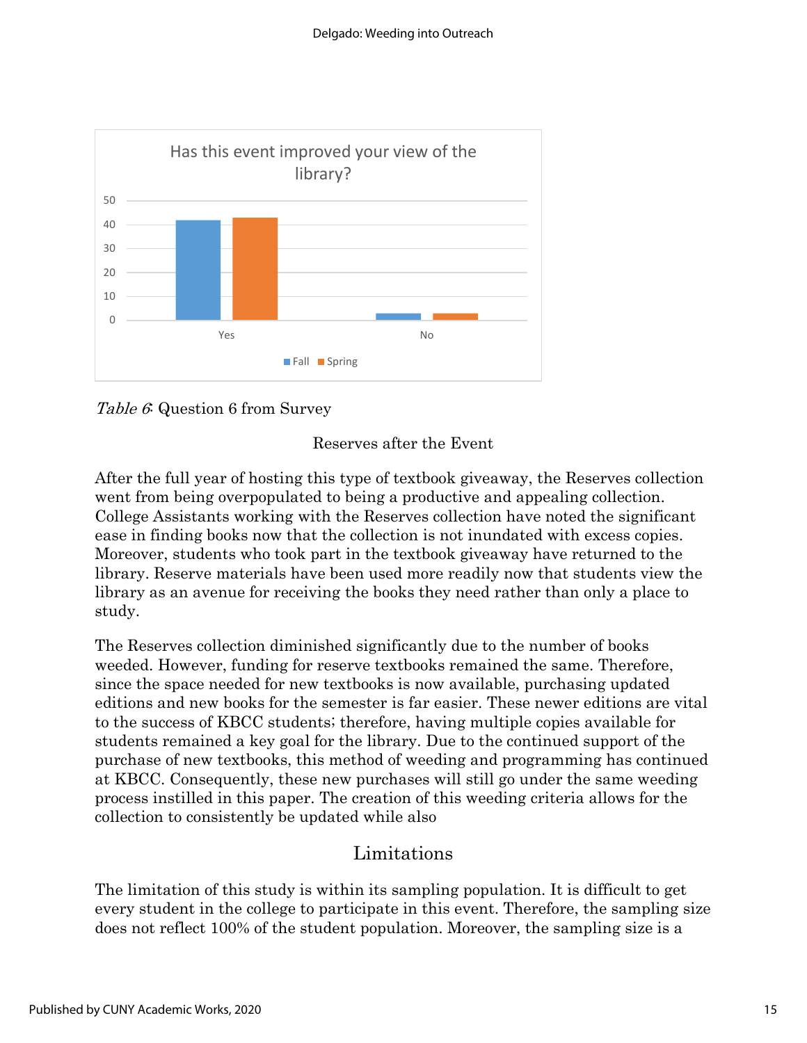Has this event improved your view of the library?

| | Fall | Spring |
|---|---|---|
| Yes | 42 | 43 |
| No | 3 | 3 |

*Table 6*: Question 6 from Survey

### Reserves after the Event

After the full year of hosting this type of textbook giveaway, the Reserves collection went from being overpopulated to being a productive and appealing collection. College Assistants working with the Reserves collection have noted the significant ease in finding books now that the collection is not inundated with excess copies. Moreover, students who took part in the textbook giveaway have returned to the library. Reserve materials have been used more readily now that students view the library as an avenue for receiving the books they need rather than only a place to study.

The Reserves collection diminished significantly due to the number of books weeded. However, funding for reserve textbooks remained the same. Therefore, since the space needed for new textbooks is now available, purchasing updated editions and new books for the semester is far easier. These newer editions are vital to the success of KBCC students; therefore, having multiple copies available for students remained a key goal for the library. Due to the continued support of the purchase of new textbooks, this method of weeding and programming has continued at KBCC. Consequently, these new purchases will still go under the same weeding process instilled in this paper. The creation of this weeding criteria allows for the collection to consistently be updated while also

## Limitations

The limitation of this study is within its sampling population. It is difficult to get every student in the college to participate in this event. Therefore, the sampling size does not reflect 100% of the student population. Moreover, the sampling size is a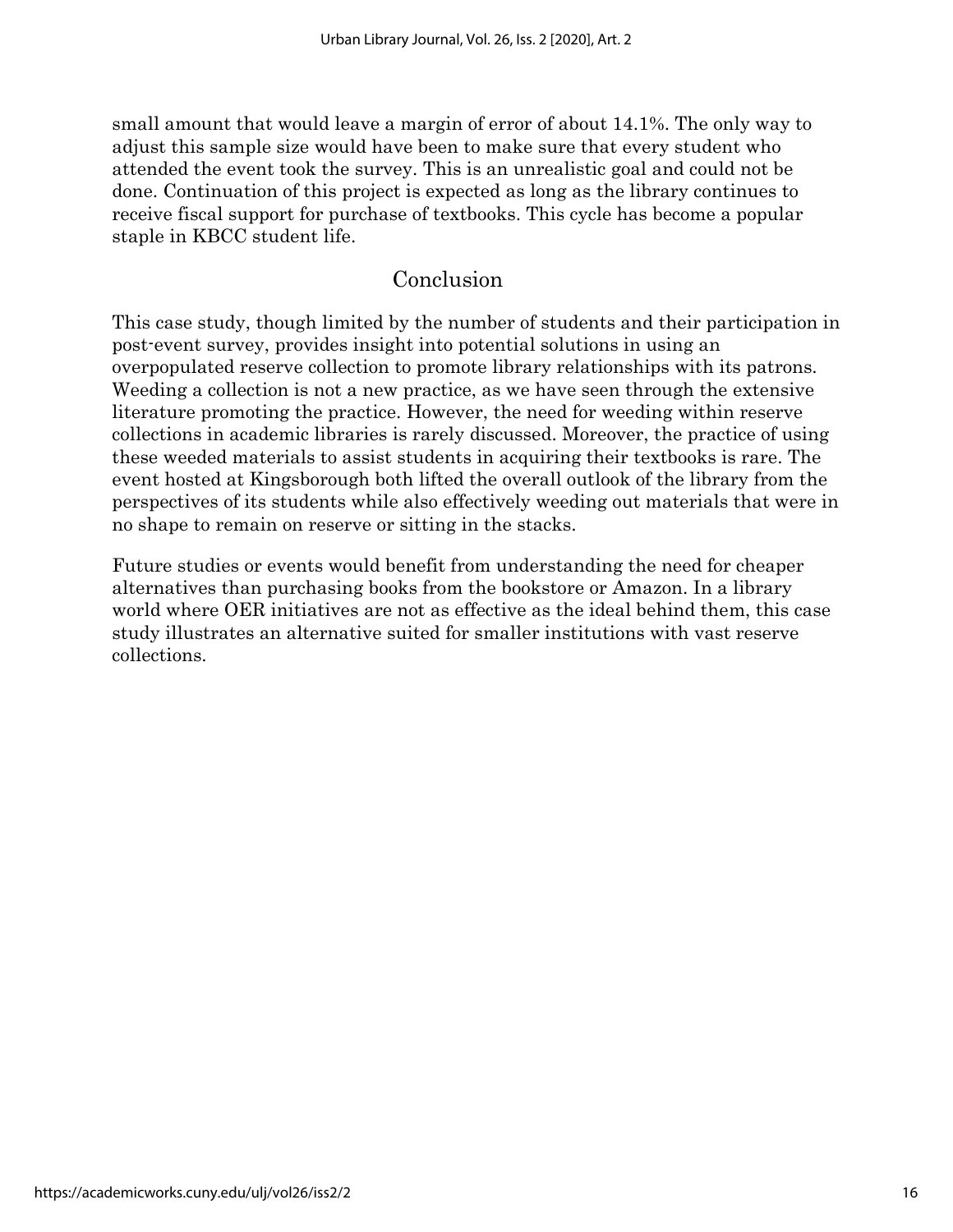small amount that would leave a margin of error of about 14.1%. The only way to adjust this sample size would have been to make sure that every student who attended the event took the survey. This is an unrealistic goal and could not be done. Continuation of this project is expected as long as the library continues to receive fiscal support for purchase of textbooks. This cycle has become a popular staple in KBCC student life.

## Conclusion

This case study, though limited by the number of students and their participation in post-event survey, provides insight into potential solutions in using an overpopulated reserve collection to promote library relationships with its patrons. Weeding a collection is not a new practice, as we have seen through the extensive literature promoting the practice. However, the need for weeding within reserve collections in academic libraries is rarely discussed. Moreover, the practice of using these weeded materials to assist students in acquiring their textbooks is rare. The event hosted at Kingsborough both lifted the overall outlook of the library from the perspectives of its students while also effectively weeding out materials that were in no shape to remain on reserve or sitting in the stacks.

Future studies or events would benefit from understanding the need for cheaper alternatives than purchasing books from the bookstore or Amazon. In a library world where OER initiatives are not as effective as the ideal behind them, this case study illustrates an alternative suited for smaller institutions with vast reserve collections.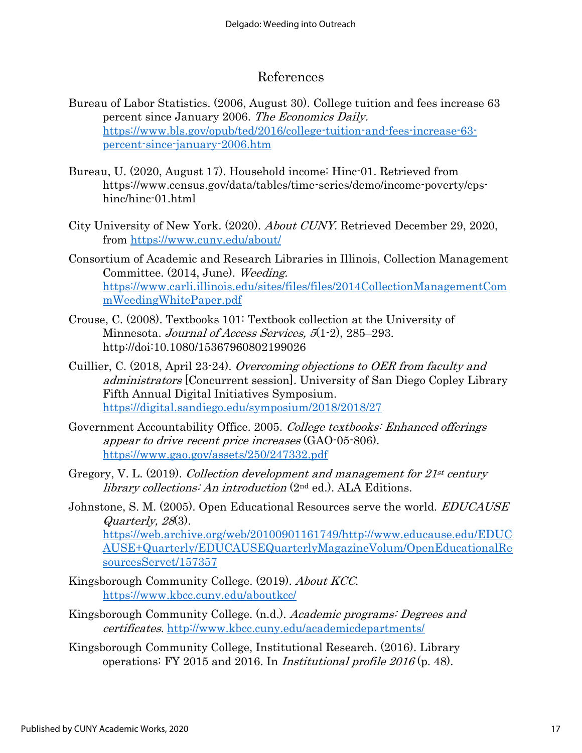## References

Bureau of Labor Statistics. (2006, August 30). College tuition and fees increase 63 percent since January 2006. *The Economics Daily.* [https://www.bls.gov/opub/ted/2016/college-tuition-and-fees-increase-63-percent-since-january-2006.htm](https://www.bls.gov/opub/ted/2016/college-tuition-and-fees-increase-63-percent-since-january-2006.htm)

Bureau, U. (2020, August 17). Household income: Hinc-01. Retrieved from https://www.census.gov/data/tables/time-series/demo/income-poverty/cps-hinc/hinc-01.html

City University of New York. (2020). *About CUNY.* Retrieved December 29, 2020, from [https://www.cuny.edu/about/](https://www.cuny.edu/about/)

Consortium of Academic and Research Libraries in Illinois, Collection Management Committee. (2014, June). *Weeding.* [https://www.carli.illinois.edu/sites/files/files/2014CollectionManagementCommWeedingWhitePaper.pdf](https://www.carli.illinois.edu/sites/files/files/2014CollectionManagementCommWeedingWhitePaper.pdf)

Crouse, C. (2008). Textbooks 101: Textbook collection at the University of Minnesota. *Journal of Access Services, 5*(1-2), 285–293. http://doi:10.1080/15367960802199026

Cuillier, C. (2018, April 23-24). *Overcoming objections to OER from faculty and administrators* [Concurrent session]. University of San Diego Copley Library Fifth Annual Digital Initiatives Symposium. [https://digital.sandiego.edu/symposium/2018/2018/27](https://digital.sandiego.edu/symposium/2018/2018/27)

Government Accountability Office. 2005. *College textbooks: Enhanced offerings appear to drive recent price increases* (GAO-05-806). [https://www.gao.gov/assets/250/247332.pdf](https://www.gao.gov/assets/250/247332.pdf)

Gregory, V. L. (2019). *Collection development and management for 21st century library collections: An introduction* (2nd ed.). ALA Editions.

Johnstone, S. M. (2005). Open Educational Resources serve the world. *EDUCAUSE Quarterly, 28*(3). [https://web.archive.org/web/20100901161749/http://www.educause.edu/EDUCAUSE+Quarterly/EDUCAUSEQuarterlyMagazineVolum/OpenEducationalResourcesServet/157357](https://web.archive.org/web/20100901161749/http://www.educause.edu/EDUCAUSE+Quarterly/EDUCAUSEQuarterlyMagazineVolum/OpenEducationalResourcesServet/157357)

Kingsborough Community College. (2019). *About KCC*. [https://www.kbcc.cuny.edu/aboutkcc/](https://www.kbcc.cuny.edu/aboutkcc/)

Kingsborough Community College. (n.d.). *Academic programs: Degrees and certificates.* [http://www.kbcc.cuny.edu/academicdepartments/](http://www.kbcc.cuny.edu/academicdepartments/)

Kingsborough Community College, Institutional Research. (2016). Library operations: FY 2015 and 2016. In *Institutional profile 2016* (p. 48).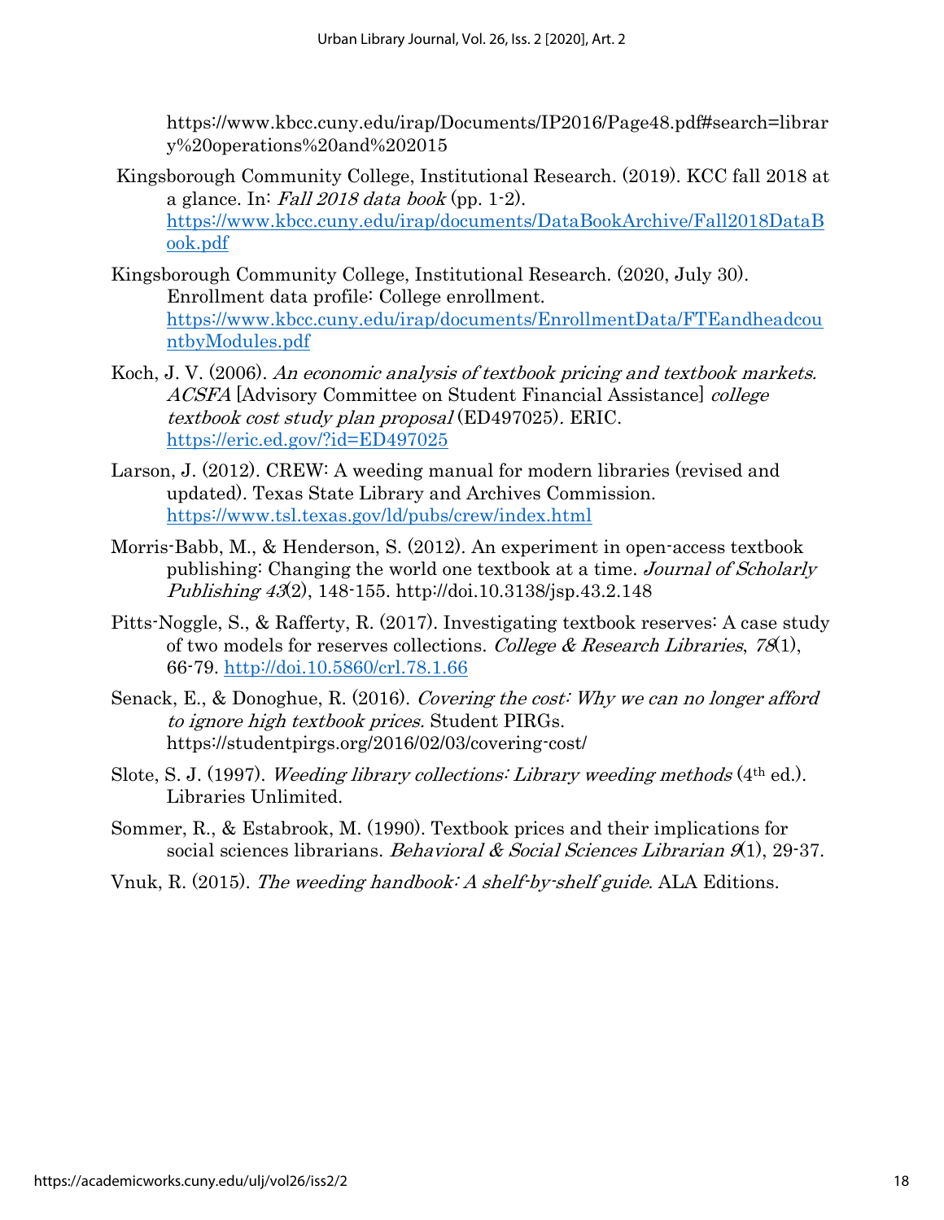https://www.kbcc.cuny.edu/irap/Documents/IP2016/Page48.pdf#search=library%20operations%20and%202015

Kingsborough Community College, Institutional Research. (2019). KCC fall 2018 at a glance. In: *Fall 2018 data book* (pp. 1-2). https://www.kbcc.cuny.edu/irap/documents/DataBookArchive/Fall2018DataBook.pdf

Kingsborough Community College, Institutional Research. (2020, July 30). Enrollment data profile: College enrollment. https://www.kbcc.cuny.edu/irap/documents/EnrollmentData/FTEandheadcountbyModules.pdf

Koch, J. V. (2006). *An economic analysis of textbook pricing and textbook markets. ACSFA* [Advisory Committee on Student Financial Assistance] *college textbook cost study plan proposal* (ED497025). ERIC. https://eric.ed.gov/?id=ED497025

Larson, J. (2012). CREW: A weeding manual for modern libraries (revised and updated). Texas State Library and Archives Commission. https://www.tsl.texas.gov/ld/pubs/crew/index.html

Morris-Babb, M., & Henderson, S. (2012). An experiment in open-access textbook publishing: Changing the world one textbook at a time. *Journal of Scholarly Publishing 43*(2), 148-155. http://doi.10.3138/jsp.43.2.148

Pitts-Noggle, S., & Rafferty, R. (2017). Investigating textbook reserves: A case study of two models for reserves collections. *College & Research Libraries*, *78*(1), 66-79. http://doi.10.5860/crl.78.1.66

Senack, E., & Donoghue, R. (2016). *Covering the cost: Why we can no longer afford to ignore high textbook prices.* Student PIRGs. https://studentpirgs.org/2016/02/03/covering-cost/

Slote, S. J. (1997). *Weeding library collections: Library weeding methods* (4th ed.). Libraries Unlimited.

Sommer, R., & Estabrook, M. (1990). Textbook prices and their implications for social sciences librarians. *Behavioral & Social Sciences Librarian 9*(1), 29-37.

Vnuk, R. (2015). *The weeding handbook: A shelf-by-shelf guide*. ALA Editions.